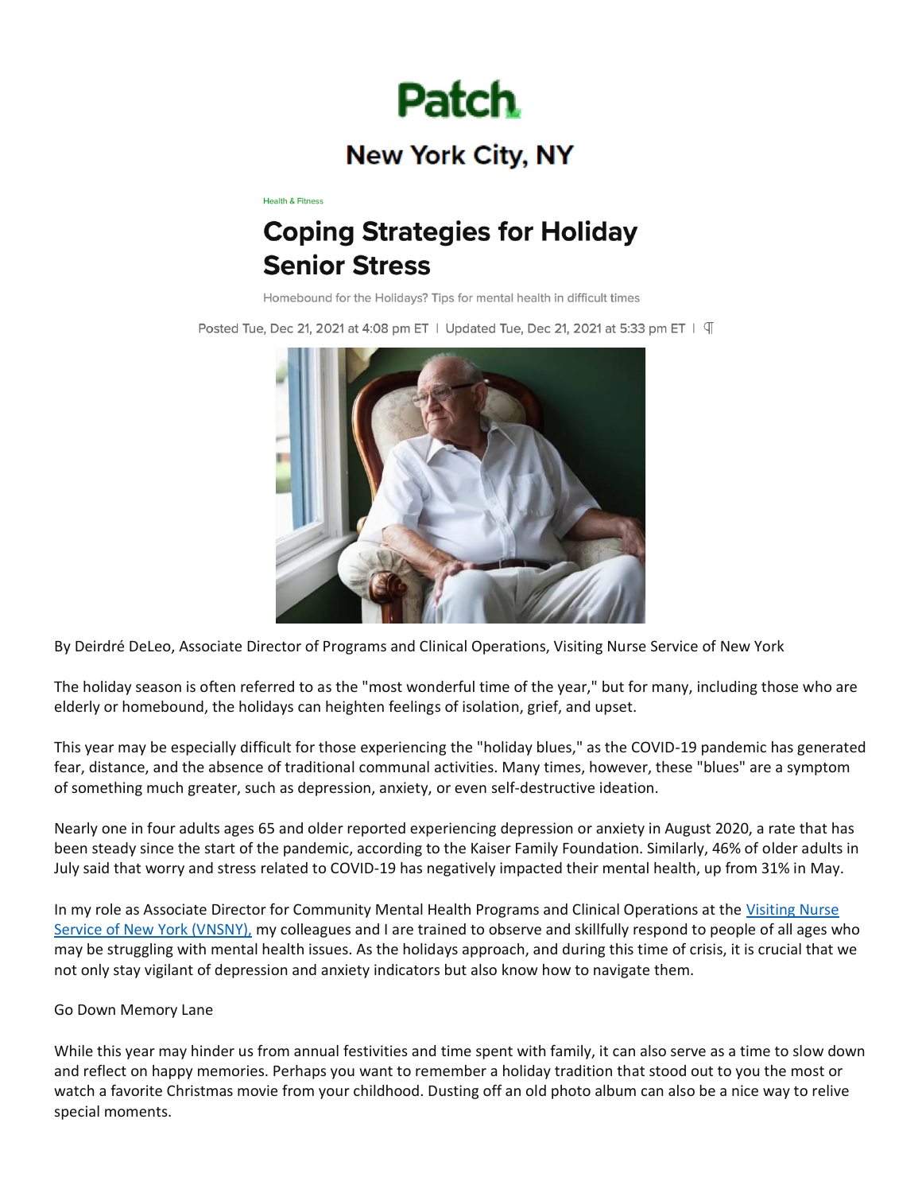Patch

New York City, NY

Health & Fitness

# Coping Strategies for Holiday Senior Stress

Homebound for the Holidays? Tips for mental health in difficult times

Posted Tue, Dec 21, 2021 at 4:08 pm ET | Updated Tue, Dec 21, 2021 at 5:33 pm ET

By Deirdré DeLeo, Associate Director of Programs and Clinical Operations, Visiting Nurse Service of New York

The holiday season is often referred to as the "most wonderful time of the year," but for many, including those who are elderly or homebound, the holidays can heighten feelings of isolation, grief, and upset.

This year may be especially difficult for those experiencing the "holiday blues," as the COVID-19 pandemic has generated fear, distance, and the absence of traditional communal activities. Many times, however, these "blues" are a symptom of something much greater, such as depression, anxiety, or even self-destructive ideation.

Nearly one in four adults ages 65 and older reported experiencing depression or anxiety in August 2020, a rate that has been steady since the start of the pandemic, according to the Kaiser Family Foundation. Similarly, 46% of older adults in July said that worry and stress related to COVID-19 has negatively impacted their mental health, up from 31% in May.

In my role as Associate Director for Community Mental Health Programs and Clinical Operations at the Visiting Nurse Service of New York (VNSNY), my colleagues and I are trained to observe and skillfully respond to people of all ages who may be struggling with mental health issues. As the holidays approach, and during this time of crisis, it is crucial that we not only stay vigilant of depression and anxiety indicators but also know how to navigate them.

Go Down Memory Lane

While this year may hinder us from annual festivities and time spent with family, it can also serve as a time to slow down and reflect on happy memories. Perhaps you want to remember a holiday tradition that stood out to you the most or watch a favorite Christmas movie from your childhood. Dusting off an old photo album can also be a nice way to relive special moments.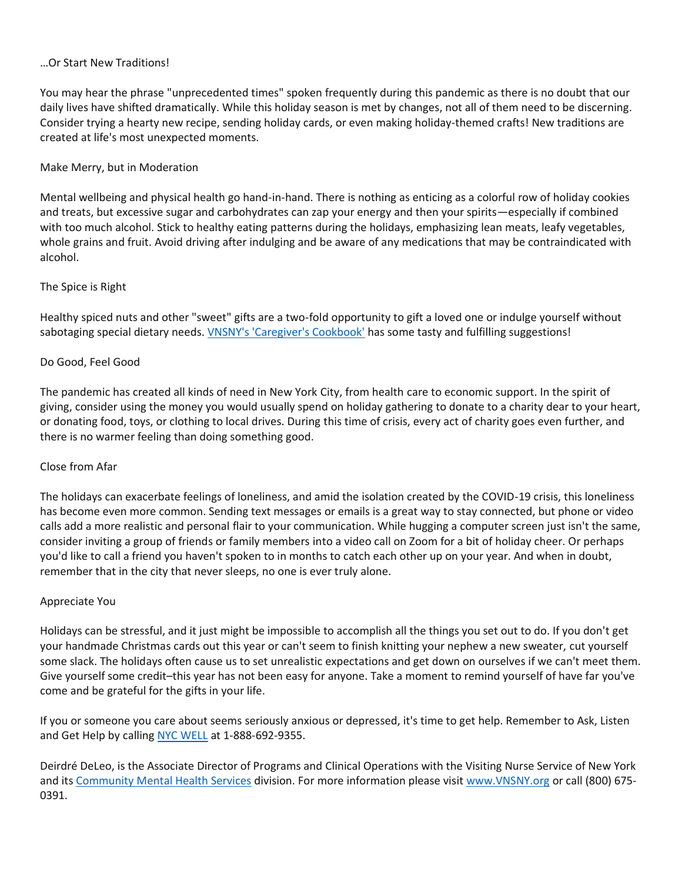…Or Start New Traditions!

You may hear the phrase "unprecedented times" spoken frequently during this pandemic as there is no doubt that our daily lives have shifted dramatically. While this holiday season is met by changes, not all of them need to be discerning. Consider trying a hearty new recipe, sending holiday cards, or even making holiday-themed crafts! New traditions are created at life's most unexpected moments.

Make Merry, but in Moderation

Mental wellbeing and physical health go hand-in-hand. There is nothing as enticing as a colorful row of holiday cookies and treats, but excessive sugar and carbohydrates can zap your energy and then your spirits—especially if combined with too much alcohol. Stick to healthy eating patterns during the holidays, emphasizing lean meats, leafy vegetables, whole grains and fruit. Avoid driving after indulging and be aware of any medications that may be contraindicated with alcohol.

The Spice is Right

Healthy spiced nuts and other "sweet" gifts are a two-fold opportunity to gift a loved one or indulge yourself without sabotaging special dietary needs. VNSNY's 'Caregiver's Cookbook' has some tasty and fulfilling suggestions!

Do Good, Feel Good

The pandemic has created all kinds of need in New York City, from health care to economic support. In the spirit of giving, consider using the money you would usually spend on holiday gathering to donate to a charity dear to your heart, or donating food, toys, or clothing to local drives. During this time of crisis, every act of charity goes even further, and there is no warmer feeling than doing something good.

Close from Afar

The holidays can exacerbate feelings of loneliness, and amid the isolation created by the COVID-19 crisis, this loneliness has become even more common. Sending text messages or emails is a great way to stay connected, but phone or video calls add a more realistic and personal flair to your communication. While hugging a computer screen just isn't the same, consider inviting a group of friends or family members into a video call on Zoom for a bit of holiday cheer. Or perhaps you'd like to call a friend you haven't spoken to in months to catch each other up on your year. And when in doubt, remember that in the city that never sleeps, no one is ever truly alone.

Appreciate You

Holidays can be stressful, and it just might be impossible to accomplish all the things you set out to do. If you don't get your handmade Christmas cards out this year or can't seem to finish knitting your nephew a new sweater, cut yourself some slack. The holidays often cause us to set unrealistic expectations and get down on ourselves if we can't meet them. Give yourself some credit–this year has not been easy for anyone. Take a moment to remind yourself of have far you've come and be grateful for the gifts in your life.

If you or someone you care about seems seriously anxious or depressed, it's time to get help. Remember to Ask, Listen and Get Help by calling NYC WELL at 1-888-692-9355.

Deirdré DeLeo, is the Associate Director of Programs and Clinical Operations with the Visiting Nurse Service of New York and its Community Mental Health Services division. For more information please visit www.VNSNY.org or call (800) 675-0391.